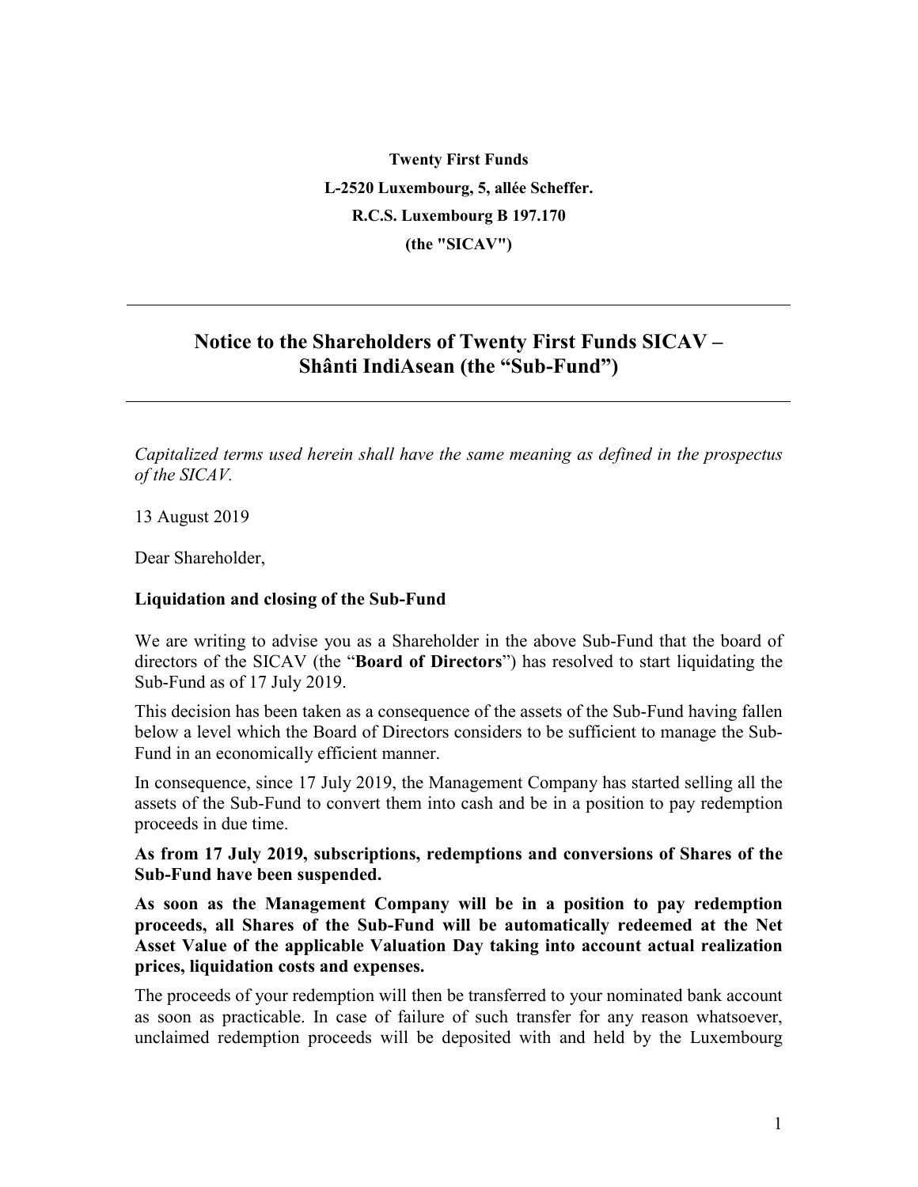**Twenty First Funds**
**L-2520 Luxembourg, 5, allée Scheffer.**
**R.C.S. Luxembourg B 197.170**
**(the "SICAV")**

---

## Notice to the Shareholders of Twenty First Funds SICAV – Shânti IndiAsean (the "Sub-Fund")

---

*Capitalized terms used herein shall have the same meaning as defined in the prospectus of the SICAV.*

13 August 2019

Dear Shareholder,

**Liquidation and closing of the Sub-Fund**

We are writing to advise you as a Shareholder in the above Sub-Fund that the board of directors of the SICAV (the "**Board of Directors**") has resolved to start liquidating the Sub-Fund as of 17 July 2019.

This decision has been taken as a consequence of the assets of the Sub-Fund having fallen below a level which the Board of Directors considers to be sufficient to manage the Sub-Fund in an economically efficient manner.

In consequence, since 17 July 2019, the Management Company has started selling all the assets of the Sub-Fund to convert them into cash and be in a position to pay redemption proceeds in due time.

**As from 17 July 2019, subscriptions, redemptions and conversions of Shares of the Sub-Fund have been suspended.**

**As soon as the Management Company will be in a position to pay redemption proceeds, all Shares of the Sub-Fund will be automatically redeemed at the Net Asset Value of the applicable Valuation Day taking into account actual realization prices, liquidation costs and expenses.**

The proceeds of your redemption will then be transferred to your nominated bank account as soon as practicable. In case of failure of such transfer for any reason whatsoever, unclaimed redemption proceeds will be deposited with and held by the Luxembourg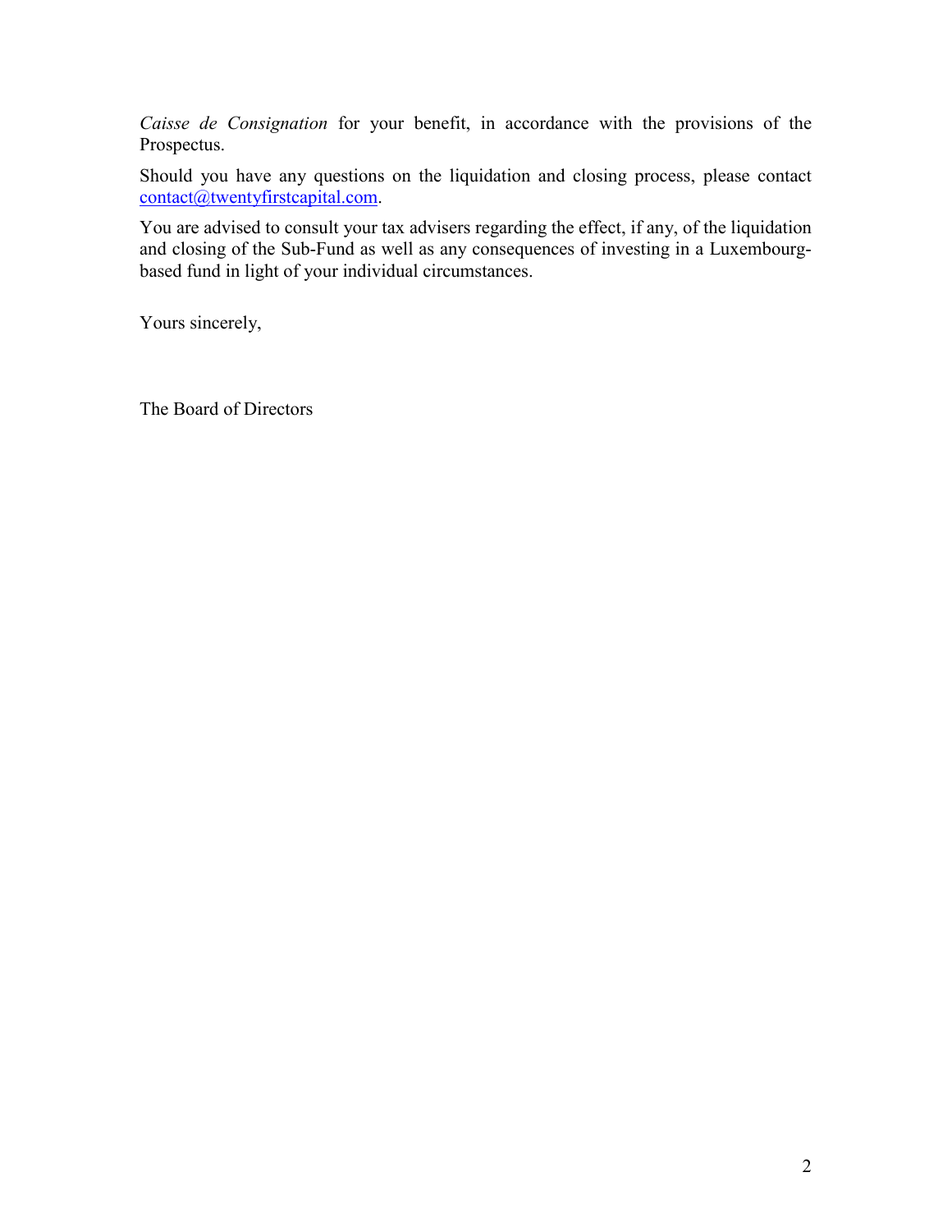*Caisse de Consignation* for your benefit, in accordance with the provisions of the Prospectus.

Should you have any questions on the liquidation and closing process, please contact contact@twentyfirstcapital.com.

You are advised to consult your tax advisers regarding the effect, if any, of the liquidation and closing of the Sub-Fund as well as any consequences of investing in a Luxembourg-based fund in light of your individual circumstances.

Yours sincerely,

The Board of Directors